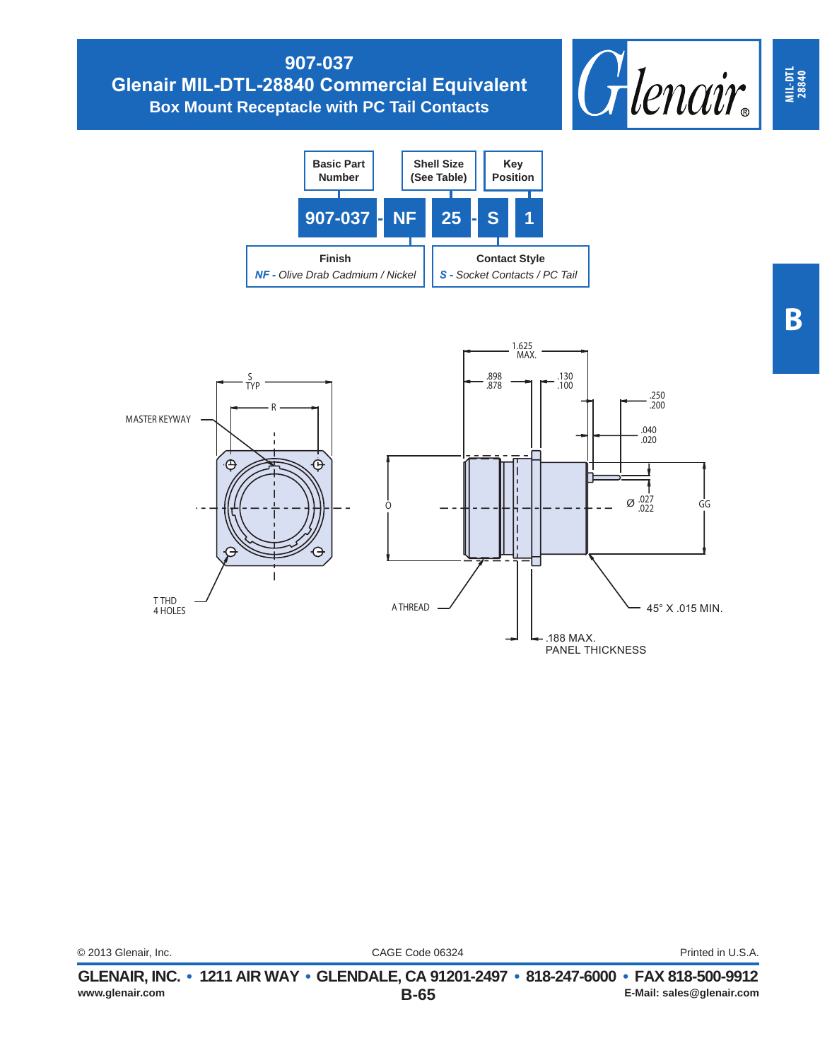# 907-037

## Glenair MIL-DTL-28840 Commercial Equivalent

### Box Mount Receptacle with PC Tail Contacts

MIL-DTL 28840

B

**907-037 - NF - 25 - S - 1**

- **Basic Part Number**: 907-037
- **Finish**: *NF - Olive Drab Cadmium / Nickel*
- **Shell Size** (See Table): 25
- **Contact Style**: *S - Socket Contacts / PC Tail*
- **Key Position**: 1

S TYP

R

MASTER KEYWAY

T THD 4 HOLES

1.625 MAX.

.898 .878

.130 .100

.250 .200

.040 .020

O

Ø .027 .022

GG

A THREAD

45° X .015 MIN.

.188 MAX. PANEL THICKNESS

© 2013 Glenair, Inc. CAGE Code 06324 Printed in U.S.A.

**GLENAIR, INC. • 1211 AIR WAY • GLENDALE, CA 91201-2497 • 818-247-6000 • FAX 818-500-9912**

**www.glenair.com** **B-65** **E-Mail: sales@glenair.com**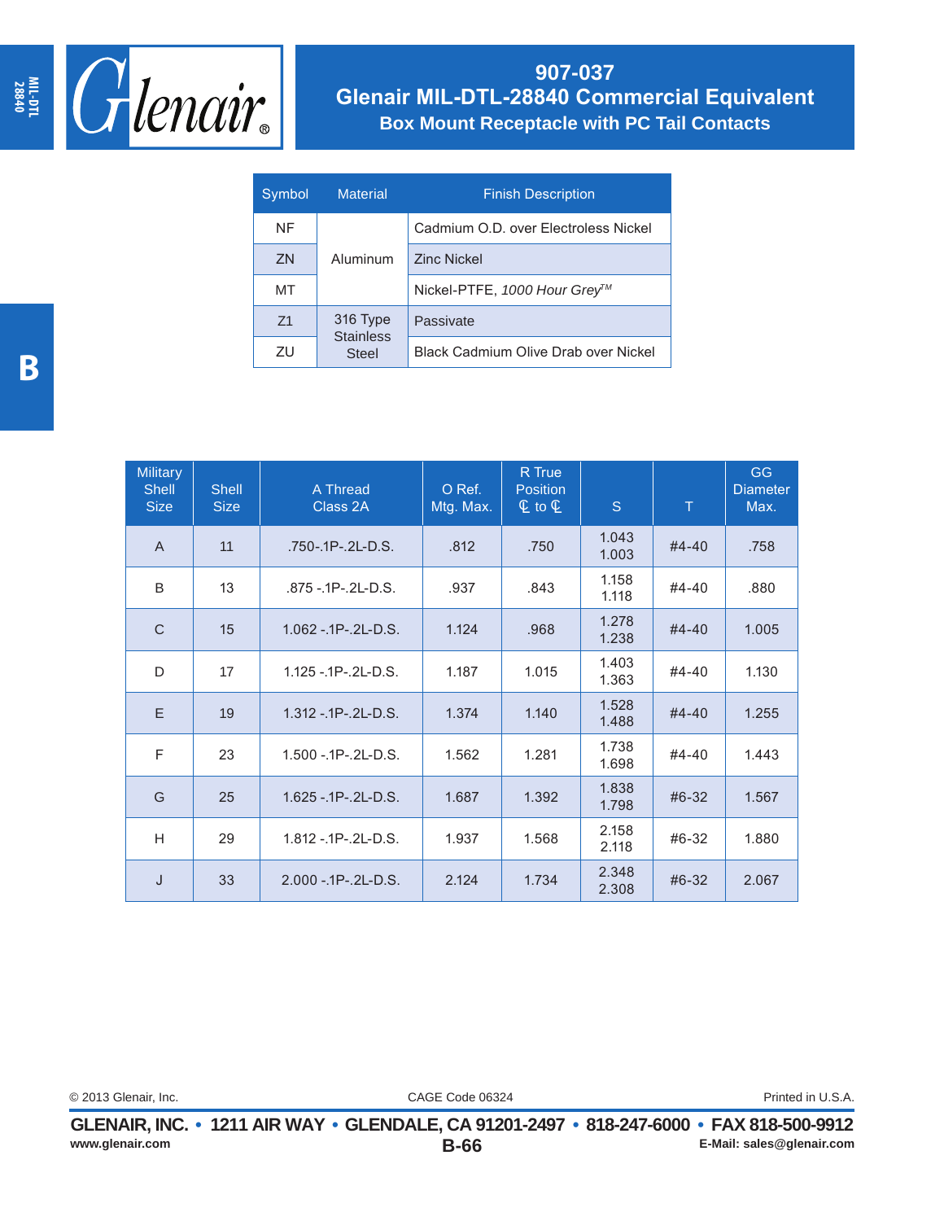# 907-037

## Glenair MIL-DTL-28840 Commercial Equivalent

### Box Mount Receptacle with PC Tail Contacts

| Symbol | Material | Finish Description |
|---|---|---|
| NF | Aluminum | Cadmium O.D. over Electroless Nickel |
| ZN | | Zinc Nickel |
| MT | | Nickel-PTFE, *1000 Hour Grey™* |
| Z1 | 316 Type Stainless Steel | Passivate |
| ZU | | Black Cadmium Olive Drab over Nickel |

| Military Shell Size | Shell Size | A Thread Class 2A | O Ref. Mtg. Max. | R True Position ℄ to ℄ | S | T | GG Diameter Max. |
|---|---|---|---|---|---|---|---|
| A | 11 | .750-.1P-.2L-D.S. | .812 | .750 | 1.043 1.003 | #4-40 | .758 |
| B | 13 | .875 -.1P-.2L-D.S. | .937 | .843 | 1.158 1.118 | #4-40 | .880 |
| C | 15 | 1.062 -.1P-.2L-D.S. | 1.124 | .968 | 1.278 1.238 | #4-40 | 1.005 |
| D | 17 | 1.125 -.1P-.2L-D.S. | 1.187 | 1.015 | 1.403 1.363 | #4-40 | 1.130 |
| E | 19 | 1.312 -.1P-.2L-D.S. | 1.374 | 1.140 | 1.528 1.488 | #4-40 | 1.255 |
| F | 23 | 1.500 -.1P-.2L-D.S. | 1.562 | 1.281 | 1.738 1.698 | #4-40 | 1.443 |
| G | 25 | 1.625 -.1P-.2L-D.S. | 1.687 | 1.392 | 1.838 1.798 | #6-32 | 1.567 |
| H | 29 | 1.812 -.1P-.2L-D.S. | 1.937 | 1.568 | 2.158 2.118 | #6-32 | 1.880 |
| J | 33 | 2.000 -.1P-.2L-D.S. | 2.124 | 1.734 | 2.348 2.308 | #6-32 | 2.067 |